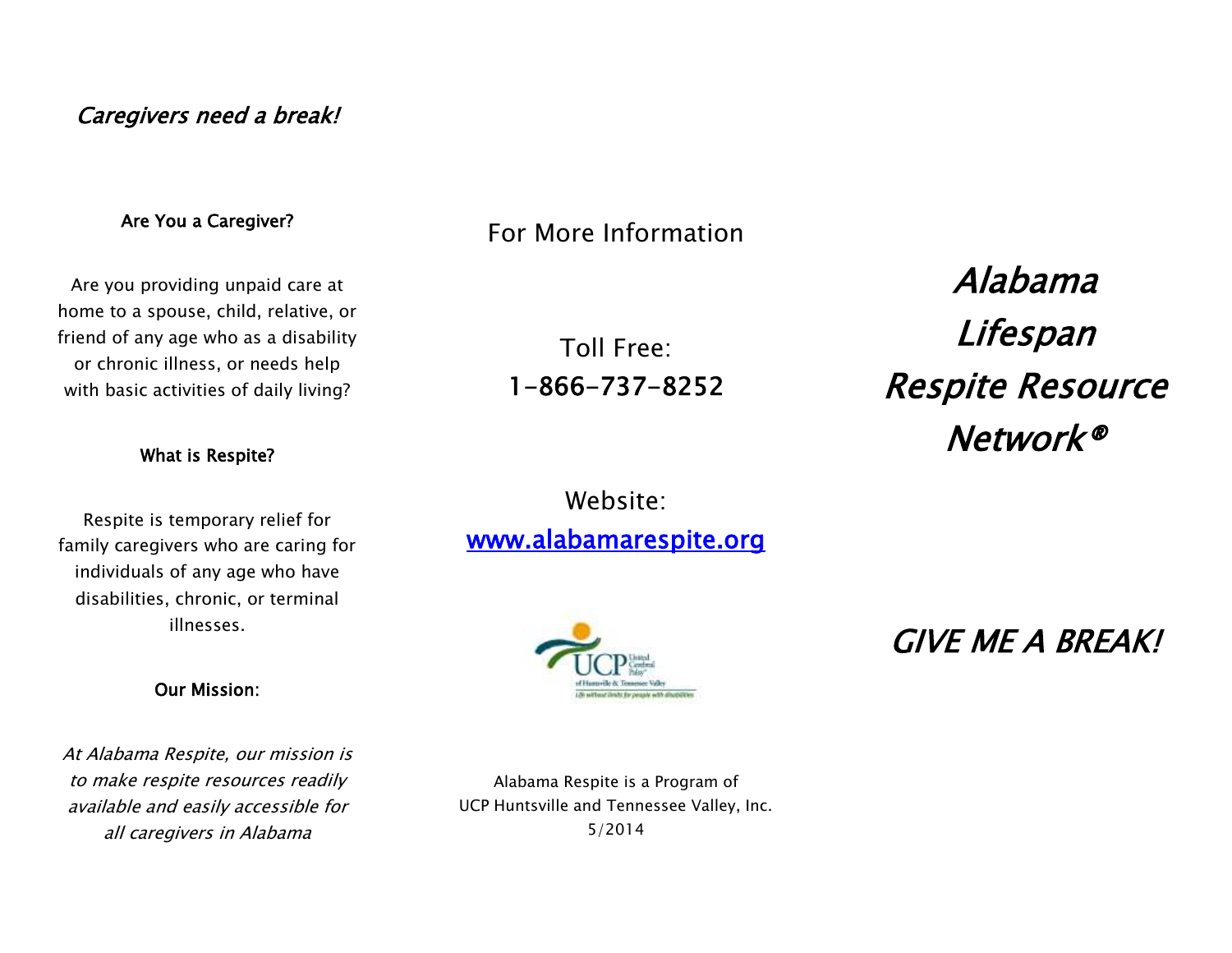*Caregivers need a break!*

**Are You a Caregiver?**

Are you providing unpaid care at home to a spouse, child, relative, or friend of any age who as a disability or chronic illness, or needs help with basic activities of daily living?

**What is Respite?**

Respite is temporary relief for family caregivers who are caring for individuals of any age who have disabilities, chronic, or terminal illnesses.

**Our Mission:**

*At Alabama Respite, our mission is to make respite resources readily available and easily accessible for all caregivers in Alabama*

## For More Information

Toll Free:
1-866-737-8252

Website:
[www.alabamarespite.org](http://www.alabamarespite.org)

Alabama Respite is a Program of
UCP Huntsville and Tennessee Valley, Inc.
5/2014

# *Alabama Lifespan Respite Resource Network®*

## *GIVE ME A BREAK!*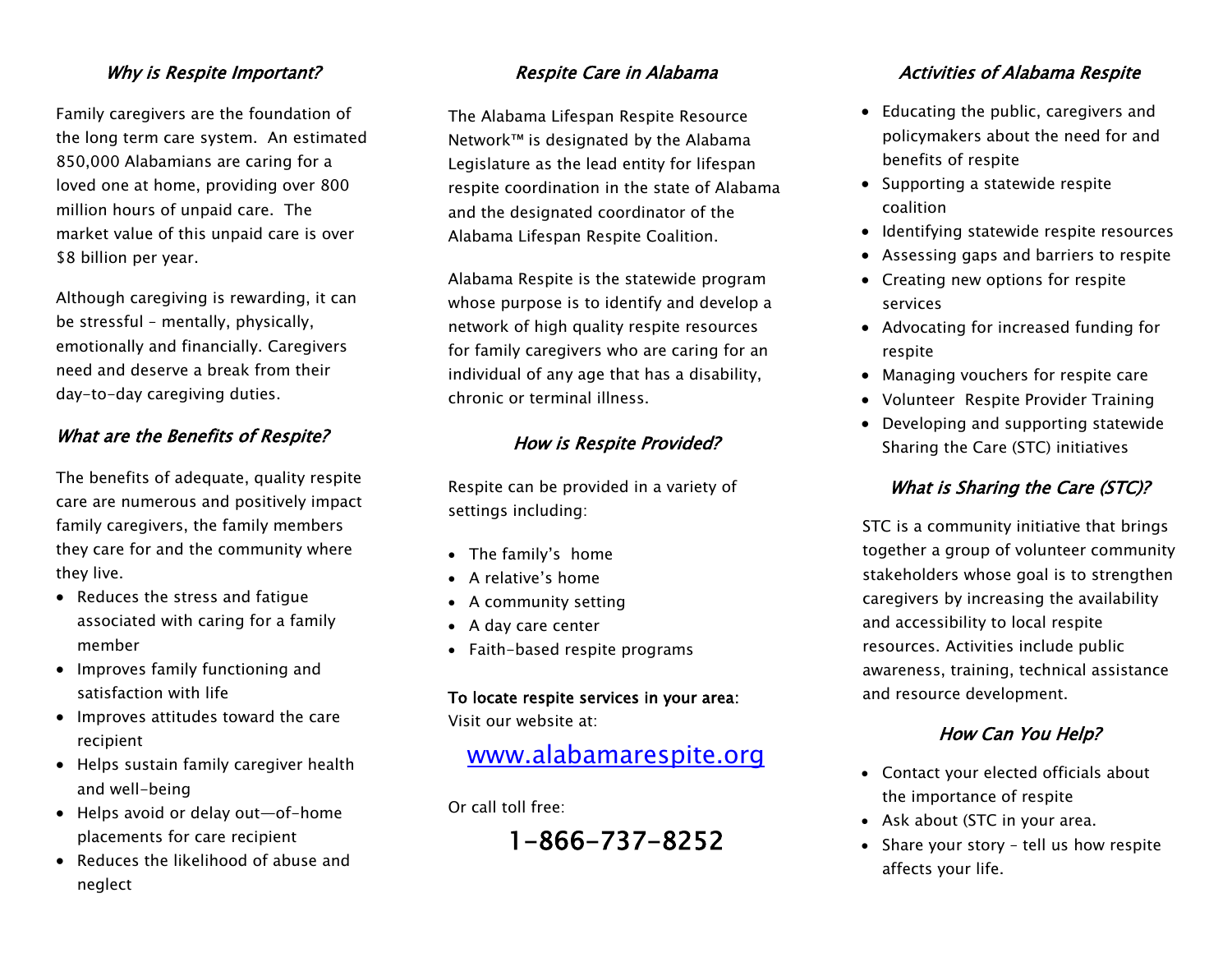### *Why is Respite Important?*

Family caregivers are the foundation of the long term care system. An estimated 850,000 Alabamians are caring for a loved one at home, providing over 800 million hours of unpaid care. The market value of this unpaid care is over $8 billion per year.

Although caregiving is rewarding, it can be stressful – mentally, physically, emotionally and financially. Caregivers need and deserve a break from their day-to-day caregiving duties.

### *What are the Benefits of Respite?*

The benefits of adequate, quality respite care are numerous and positively impact family caregivers, the family members they care for and the community where they live.

- Reduces the stress and fatigue associated with caring for a family member
- Improves family functioning and satisfaction with life
- Improves attitudes toward the care recipient
- Helps sustain family caregiver health and well-being
- Helps avoid or delay out—of-home placements for care recipient
- Reduces the likelihood of abuse and neglect

### *Respite Care in Alabama*

The Alabama Lifespan Respite Resource Network™ is designated by the Alabama Legislature as the lead entity for lifespan respite coordination in the state of Alabama and the designated coordinator of the Alabama Lifespan Respite Coalition.

Alabama Respite is the statewide program whose purpose is to identify and develop a network of high quality respite resources for family caregivers who are caring for an individual of any age that has a disability, chronic or terminal illness.

### *How is Respite Provided?*

Respite can be provided in a variety of settings including:

- The family's home
- A relative's home
- A community setting
- A day care center
- Faith-based respite programs

**To locate respite services in your area:**
Visit our website at:

www.alabamarespite.org

Or call toll free:

**1-866-737-8252**

### *Activities of Alabama Respite*

- Educating the public, caregivers and policymakers about the need for and benefits of respite
- Supporting a statewide respite coalition
- Identifying statewide respite resources
- Assessing gaps and barriers to respite
- Creating new options for respite services
- Advocating for increased funding for respite
- Managing vouchers for respite care
- Volunteer Respite Provider Training
- Developing and supporting statewide Sharing the Care (STC) initiatives

### *What is Sharing the Care (STC)?*

STC is a community initiative that brings together a group of volunteer community stakeholders whose goal is to strengthen caregivers by increasing the availability and accessibility to local respite resources. Activities include public awareness, training, technical assistance and resource development.

### *How Can You Help?*

- Contact your elected officials about the importance of respite
- Ask about (STC in your area.
- Share your story – tell us how respite affects your life.